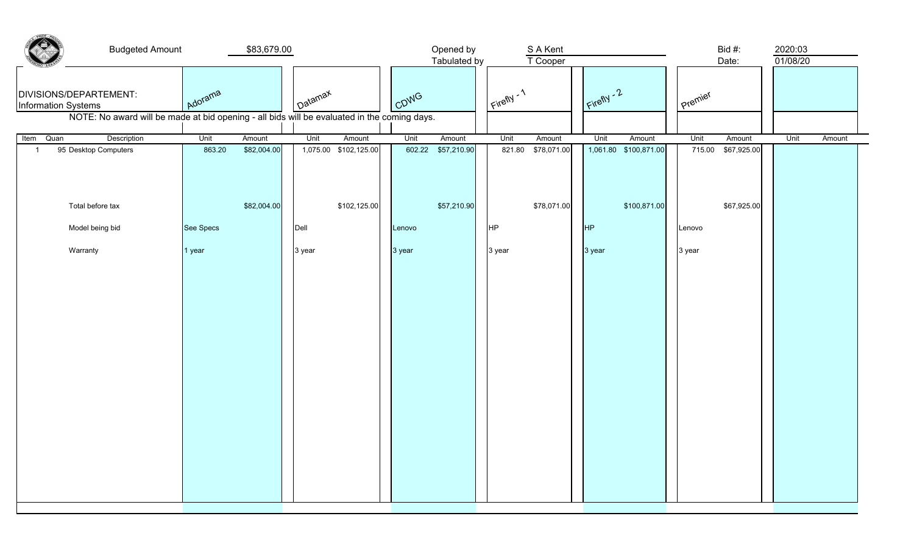| Budgeted Amount | $83,679.00 | Opened by | S A Kent | Bid #: | 2020:03 |
|---|---|---|---|---|---|
| | | Tabulated by | T Cooper | Date: | 01/08/20 |

DIVISIONS/DEPARTEMENT:
Information Systems

NOTE: No award will be made at bid opening - all bids will be evaluated in the coming days.

| Item | Quan | Description | Adorama | | Datamax | | CDWG | | Firefly - 1 | | Firefly - 2 | | Premier | | | |
|---|---|---|---|---|---|---|---|---|---|---|---|---|---|---|---|---|
| | | | Unit | Amount | Unit | Amount | Unit | Amount | Unit | Amount | Unit | Amount | Unit | Amount | Unit | Amount |
| 1 | 95 | Desktop Computers | 863.20 | $82,004.00 | 1,075.00 | $102,125.00 | 602.22 | $57,210.90 | 821.80 | $78,071.00 | 1,061.80 | $100,871.00 | 715.00 | $67,925.00 | | |
| | | Total before tax | | $82,004.00 | | $102,125.00 | | $57,210.90 | | $78,071.00 | | $100,871.00 | | $67,925.00 | | |
| | | Model being bid | See Specs | | Dell | | Lenovo | | HP | | HP | | Lenovo | | | |
| | | Warranty | 1 year | | 3 year | | 3 year | | 3 year | | 3 year | | 3 year | | | |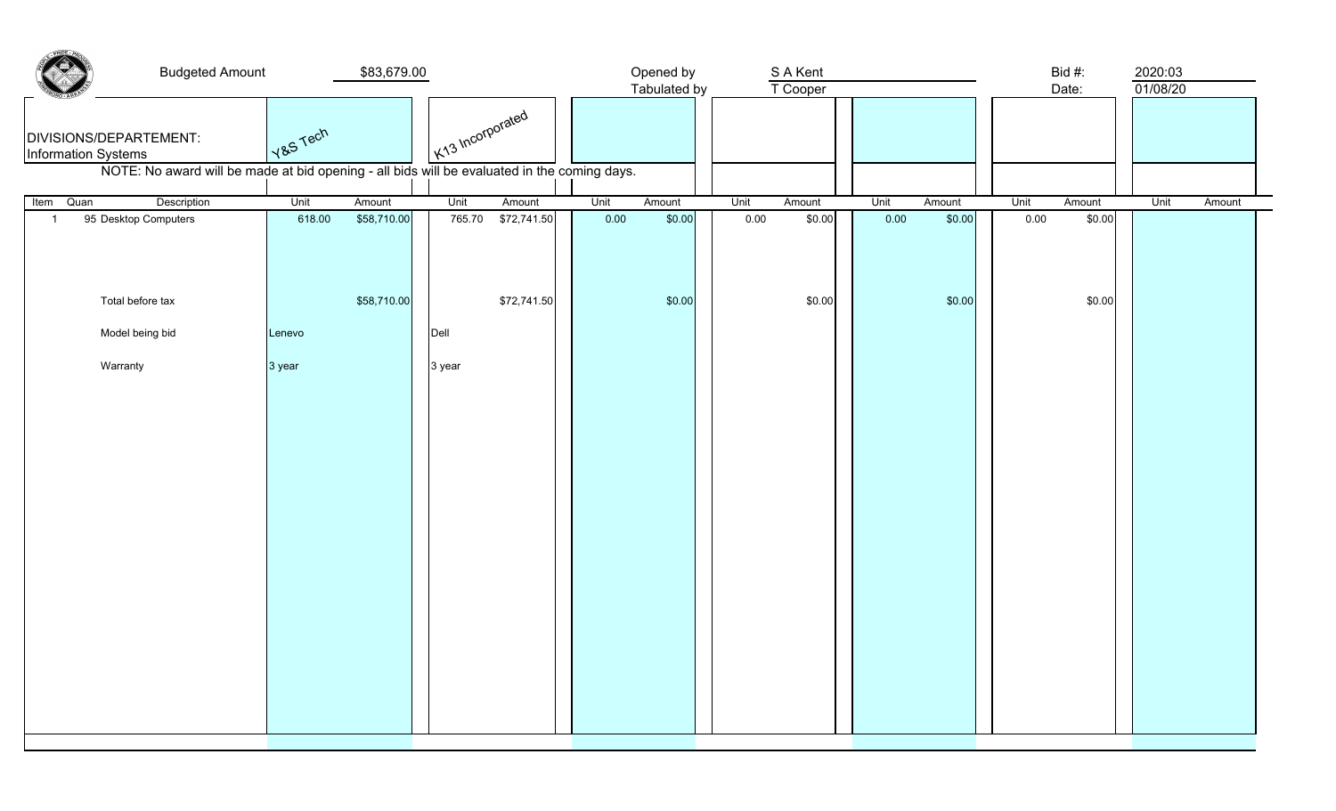Budgeted Amount $83,679.00

Opened by: S A Kent
Tabulated by: T Cooper

Bid #: 2020:03
Date: 01/08/20

DIVISIONS/DEPARTEMENT:
Information Systems

NOTE: No award will be made at bid opening - all bids will be evaluated in the coming days.

| Item | Quan | Description | Y&S Tech Unit | Y&S Tech Amount | K13 Incorporated Unit | K13 Incorporated Amount | Unit | Amount | Unit | Amount | Unit | Amount | Unit | Amount | Unit | Amount |
|---|---|---|---|---|---|---|---|---|---|---|---|---|---|---|---|---|
| 1 | 95 | Desktop Computers | 618.00 | $58,710.00 | 765.70 | $72,741.50 | 0.00 | $0.00 | 0.00 | $0.00 | 0.00 | $0.00 | 0.00 | $0.00 | | |
| | | Total before tax | | $58,710.00 | | $72,741.50 | | $0.00 | | $0.00 | | $0.00 | | $0.00 | | |
| | | Model being bid | Lenevo | | Dell | | | | | | | | | | | |
| | | Warranty | 3 year | | 3 year | | | | | | | | | | | |